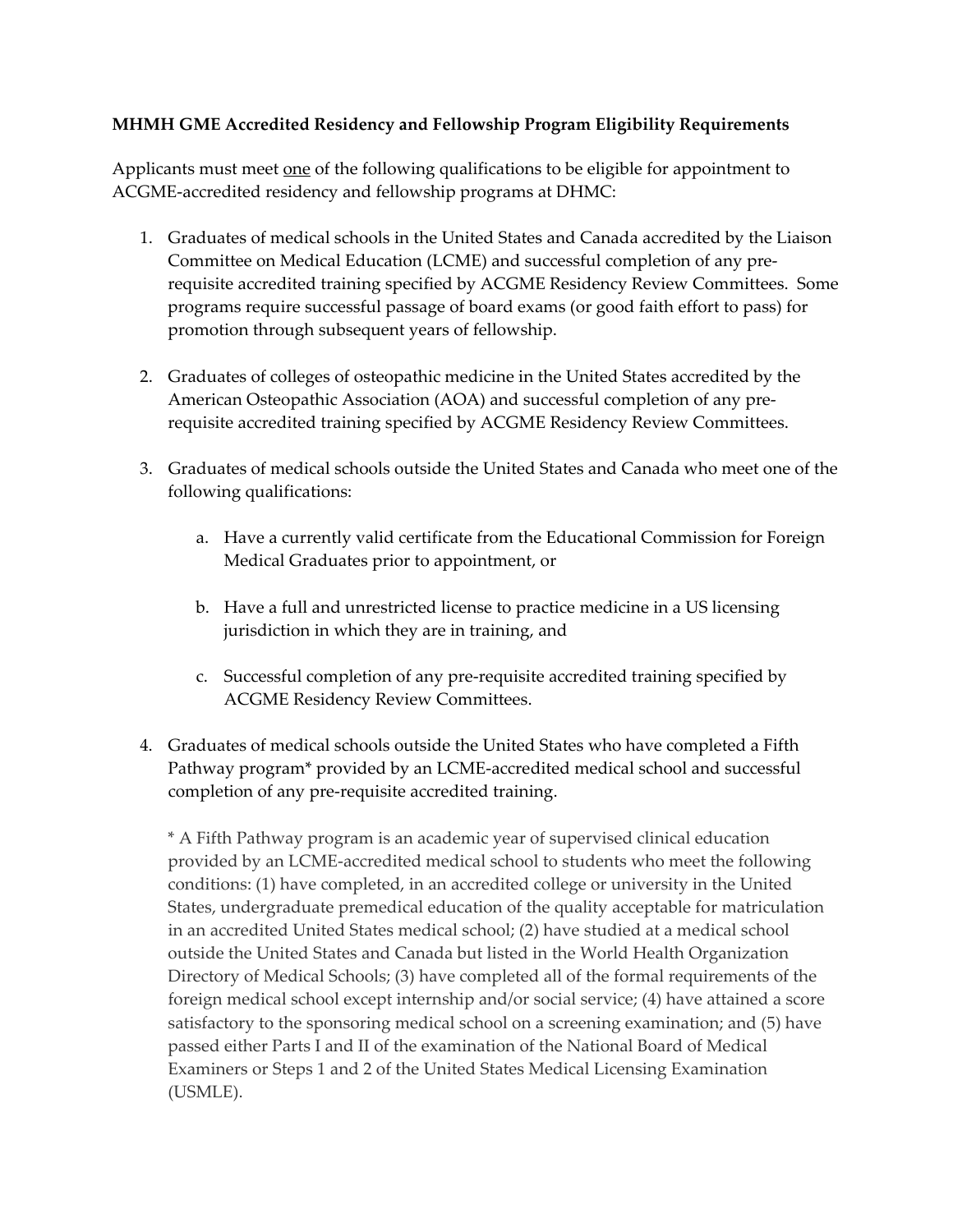**MHMH GME Accredited Residency and Fellowship Program Eligibility Requirements**

Applicants must meet <u>one</u> of the following qualifications to be eligible for appointment to ACGME-accredited residency and fellowship programs at DHMC:

1. Graduates of medical schools in the United States and Canada accredited by the Liaison Committee on Medical Education (LCME) and successful completion of any pre-requisite accredited training specified by ACGME Residency Review Committees. Some programs require successful passage of board exams (or good faith effort to pass) for promotion through subsequent years of fellowship.

2. Graduates of colleges of osteopathic medicine in the United States accredited by the American Osteopathic Association (AOA) and successful completion of any pre-requisite accredited training specified by ACGME Residency Review Committees.

3. Graduates of medical schools outside the United States and Canada who meet one of the following qualifications:

    a. Have a currently valid certificate from the Educational Commission for Foreign Medical Graduates prior to appointment, or

    b. Have a full and unrestricted license to practice medicine in a US licensing jurisdiction in which they are in training, and

    c. Successful completion of any pre-requisite accredited training specified by ACGME Residency Review Committees.

4. Graduates of medical schools outside the United States who have completed a Fifth Pathway program* provided by an LCME-accredited medical school and successful completion of any pre-requisite accredited training.

    \* A Fifth Pathway program is an academic year of supervised clinical education provided by an LCME-accredited medical school to students who meet the following conditions: (1) have completed, in an accredited college or university in the United States, undergraduate premedical education of the quality acceptable for matriculation in an accredited United States medical school; (2) have studied at a medical school outside the United States and Canada but listed in the World Health Organization Directory of Medical Schools; (3) have completed all of the formal requirements of the foreign medical school except internship and/or social service; (4) have attained a score satisfactory to the sponsoring medical school on a screening examination; and (5) have passed either Parts I and II of the examination of the National Board of Medical Examiners or Steps 1 and 2 of the United States Medical Licensing Examination (USMLE).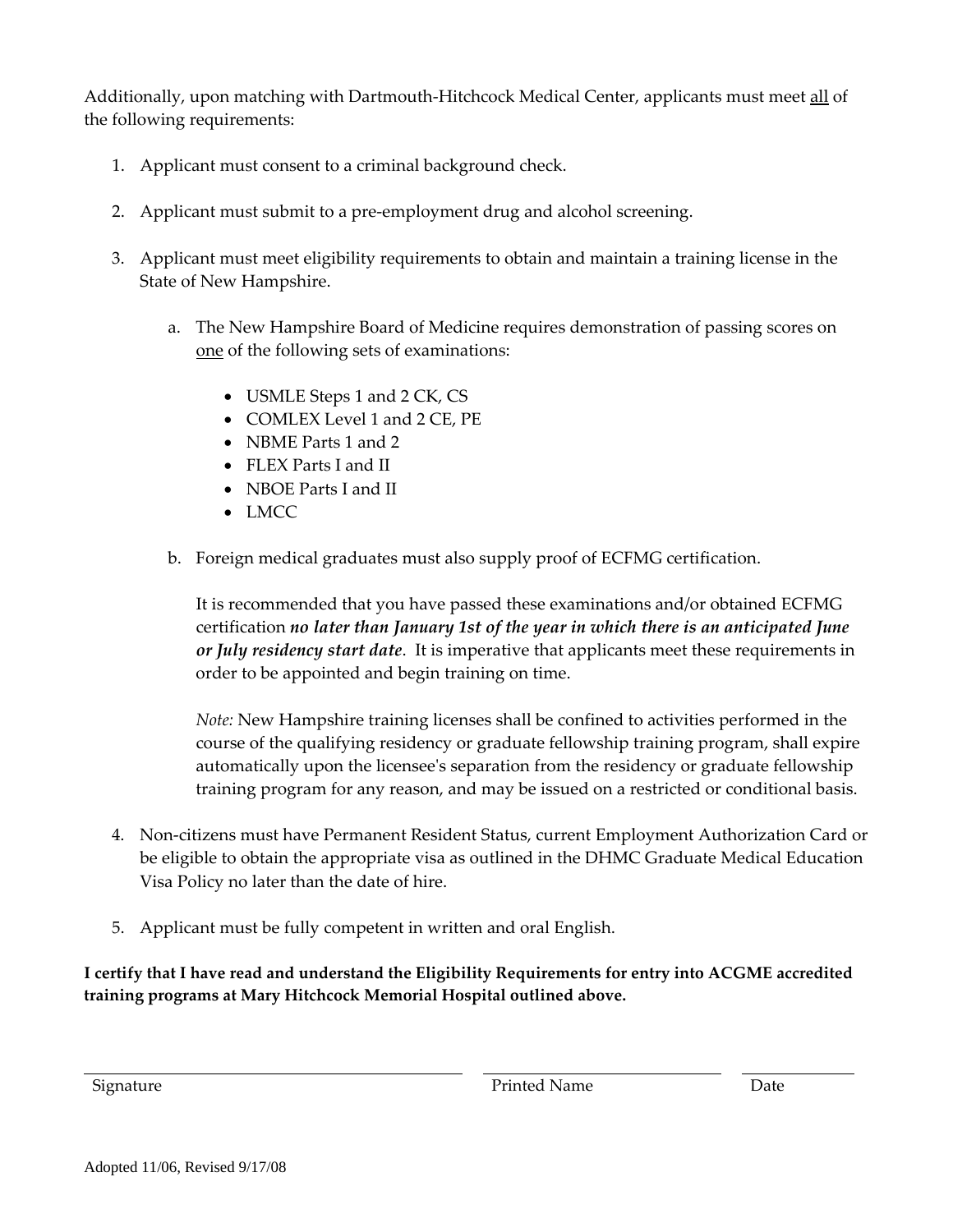Additionally, upon matching with Dartmouth-Hitchcock Medical Center, applicants must meet <u>all</u> of the following requirements:

1. Applicant must consent to a criminal background check.

2. Applicant must submit to a pre-employment drug and alcohol screening.

3. Applicant must meet eligibility requirements to obtain and maintain a training license in the State of New Hampshire.

   a. The New Hampshire Board of Medicine requires demonstration of passing scores on <u>one</u> of the following sets of examinations:

      - USMLE Steps 1 and 2 CK, CS
      - COMLEX Level 1 and 2 CE, PE
      - NBME Parts 1 and 2
      - FLEX Parts I and II
      - NBOE Parts I and II
      - LMCC

   b. Foreign medical graduates must also supply proof of ECFMG certification.

      It is recommended that you have passed these examinations and/or obtained ECFMG certification ***no later than January 1st of the year in which there is an anticipated June or July residency start date***. It is imperative that applicants meet these requirements in order to be appointed and begin training on time.

      *Note:* New Hampshire training licenses shall be confined to activities performed in the course of the qualifying residency or graduate fellowship training program, shall expire automatically upon the licensee's separation from the residency or graduate fellowship training program for any reason, and may be issued on a restricted or conditional basis.

4. Non-citizens must have Permanent Resident Status, current Employment Authorization Card or be eligible to obtain the appropriate visa as outlined in the DHMC Graduate Medical Education Visa Policy no later than the date of hire.

5. Applicant must be fully competent in written and oral English.

**I certify that I have read and understand the Eligibility Requirements for entry into ACGME accredited training programs at Mary Hitchcock Memorial Hospital outlined above.**

\_\_\_\_\_\_\_\_\_\_\_\_\_\_\_\_\_\_\_\_\_\_\_\_\_\_\_\_ \_\_\_\_\_\_\_\_\_\_\_\_\_\_\_\_\_\_\_\_ \_\_\_\_\_\_\_\_\_\_

Signature Printed Name Date

Adopted 11/06, Revised 9/17/08